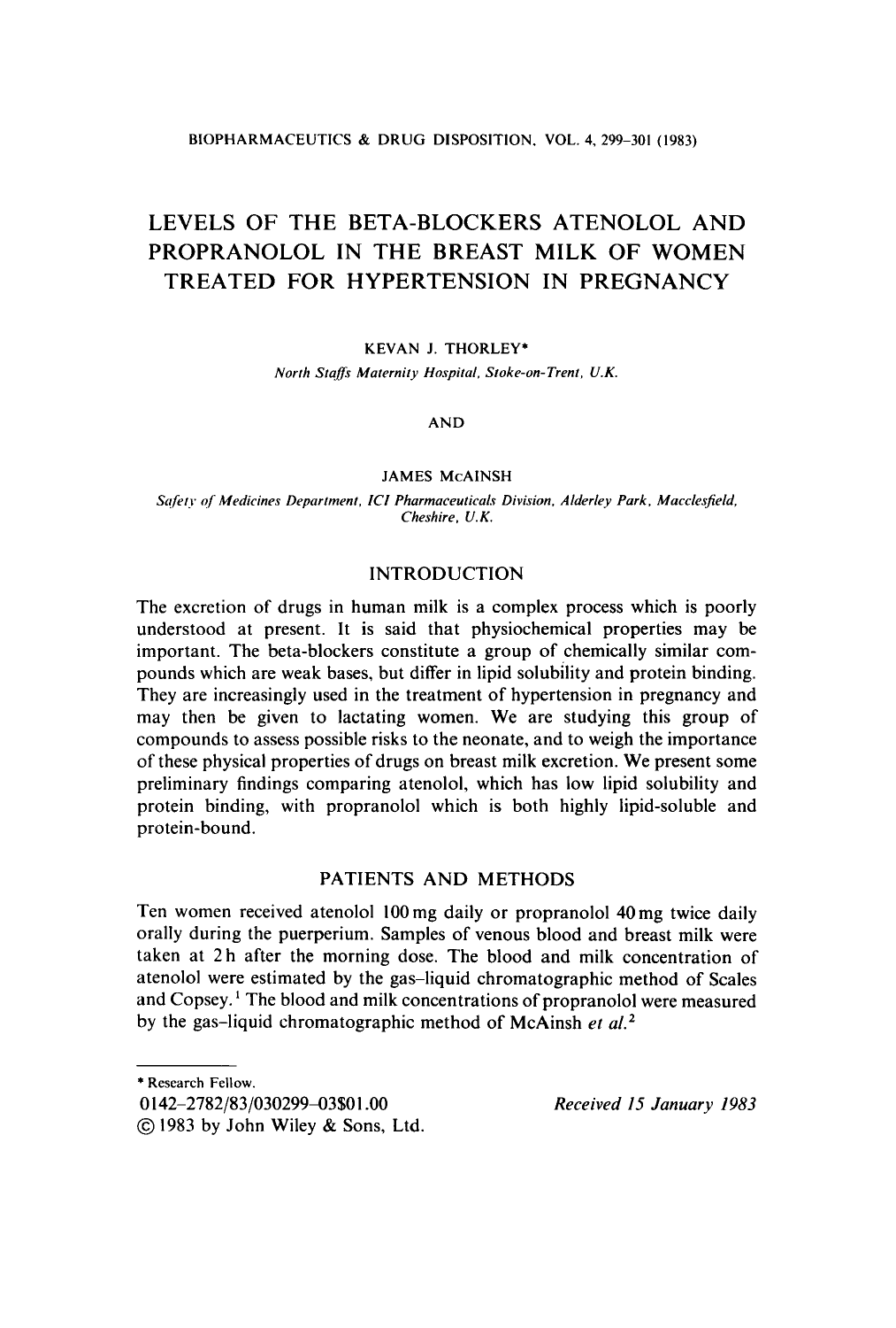# LEVELS OF THE BETA-BLOCKERS ATENOLOL AND PROPRANOLOL IN THE BREAST MILK OF WOMEN TREATED FOR HYPERTENSION IN PREGNANCY

KEVAN J. THORLEY*

*North Staffs Maternity Hospital, Stoke-on-Trent, U.K.*

AND

JAMES McAINSH

*Safety of Medicines Department, ICI Pharmaceuticals Division, Alderley Park, Macclesfield, Cheshire, U.K.*

## INTRODUCTION

The excretion of drugs in human milk is a complex process which is poorly understood at present. It is said that physiochemical properties may be important. The beta-blockers constitute a group of chemically similar compounds which are weak bases, but differ in lipid solubility and protein binding. They are increasingly used in the treatment of hypertension in pregnancy and may then be given to lactating women. We are studying this group of compounds to assess possible risks to the neonate, and to weigh the importance of these physical properties of drugs on breast milk excretion. We present some preliminary findings comparing atenolol, which has low lipid solubility and protein binding, with propranolol which is both highly lipid-soluble and protein-bound.

## PATIENTS AND METHODS

Ten women received atenolol 100 mg daily or propranolol 40 mg twice daily orally during the puerperium. Samples of venous blood and breast milk were taken at 2 h after the morning dose. The blood and milk concentration of atenolol were estimated by the gas–liquid chromatographic method of Scales and Copsey.[1] The blood and milk concentrations of propranolol were measured by the gas–liquid chromatographic method of McAinsh *et al.*[2]

---

* Research Fellow.

0142–2782/83/030299–03$01.00

© 1983 by John Wiley & Sons, Ltd.

*Received 15 January 1983*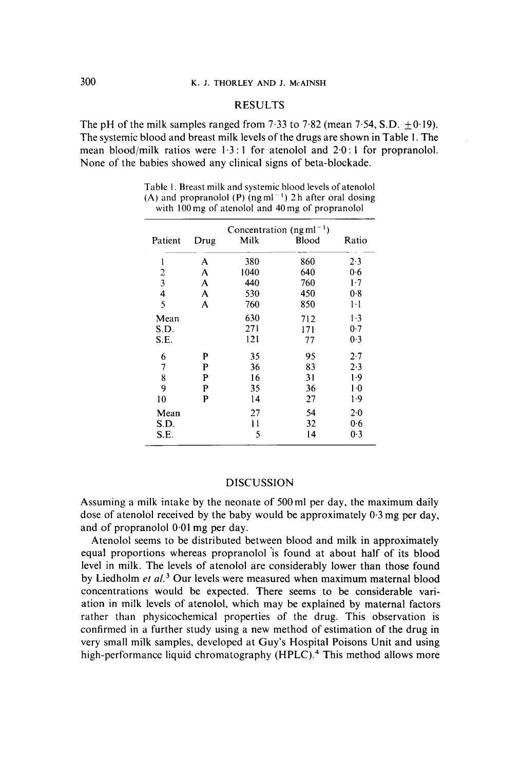## RESULTS

The pH of the milk samples ranged from 7·33 to 7·82 (mean 7·54, S.D. ±0·19). The systemic blood and breast milk levels of the drugs are shown in Table 1. The mean blood/milk ratios were 1·3 : 1 for atenolol and 2·0 : 1 for propranolol. None of the babies showed any clinical signs of beta-blockade.

Table 1. Breast milk and systemic blood levels of atenolol (A) and propranolol (P) (ng ml$^{-1}$) 2 h after oral dosing with 100 mg of atenolol and 40 mg of propranolol

| Patient | Drug | Concentration (ng ml$^{-1}$) Milk | Blood | Ratio |
|---|---|---|---|---|
| 1 | A | 380 | 860 | 2·3 |
| 2 | A | 1040 | 640 | 0·6 |
| 3 | A | 440 | 760 | 1·7 |
| 4 | A | 530 | 450 | 0·8 |
| 5 | A | 760 | 850 | 1·1 |
| Mean | | 630 | 712 | 1·3 |
| S.D. | | 271 | 171 | 0·7 |
| S.E. | | 121 | 77 | 0·3 |
| 6 | P | 35 | 95 | 2·7 |
| 7 | P | 36 | 83 | 2·3 |
| 8 | P | 16 | 31 | 1·9 |
| 9 | P | 35 | 36 | 1·0 |
| 10 | P | 14 | 27 | 1·9 |
| Mean | | 27 | 54 | 2·0 |
| S.D. | | 11 | 32 | 0·6 |
| S.E. | | 5 | 14 | 0·3 |

## DISCUSSION

Assuming a milk intake by the neonate of 500 ml per day, the maximum daily dose of atenolol received by the baby would be approximately 0·3 mg per day, and of propranolol 0·01 mg per day.

Atenolol seems to be distributed between blood and milk in approximately equal proportions whereas propranolol is found at about half of its blood level in milk. The levels of atenolol are considerably lower than those found by Liedholm *et al.*[3] Our levels were measured when maximum maternal blood concentrations would be expected. There seems to be considerable variation in milk levels of atenolol, which may be explained by maternal factors rather than physicochemical properties of the drug. This observation is confirmed in a further study using a new method of estimation of the drug in very small milk samples, developed at Guy's Hospital Poisons Unit and using high-performance liquid chromatography (HPLC).[4] This method allows more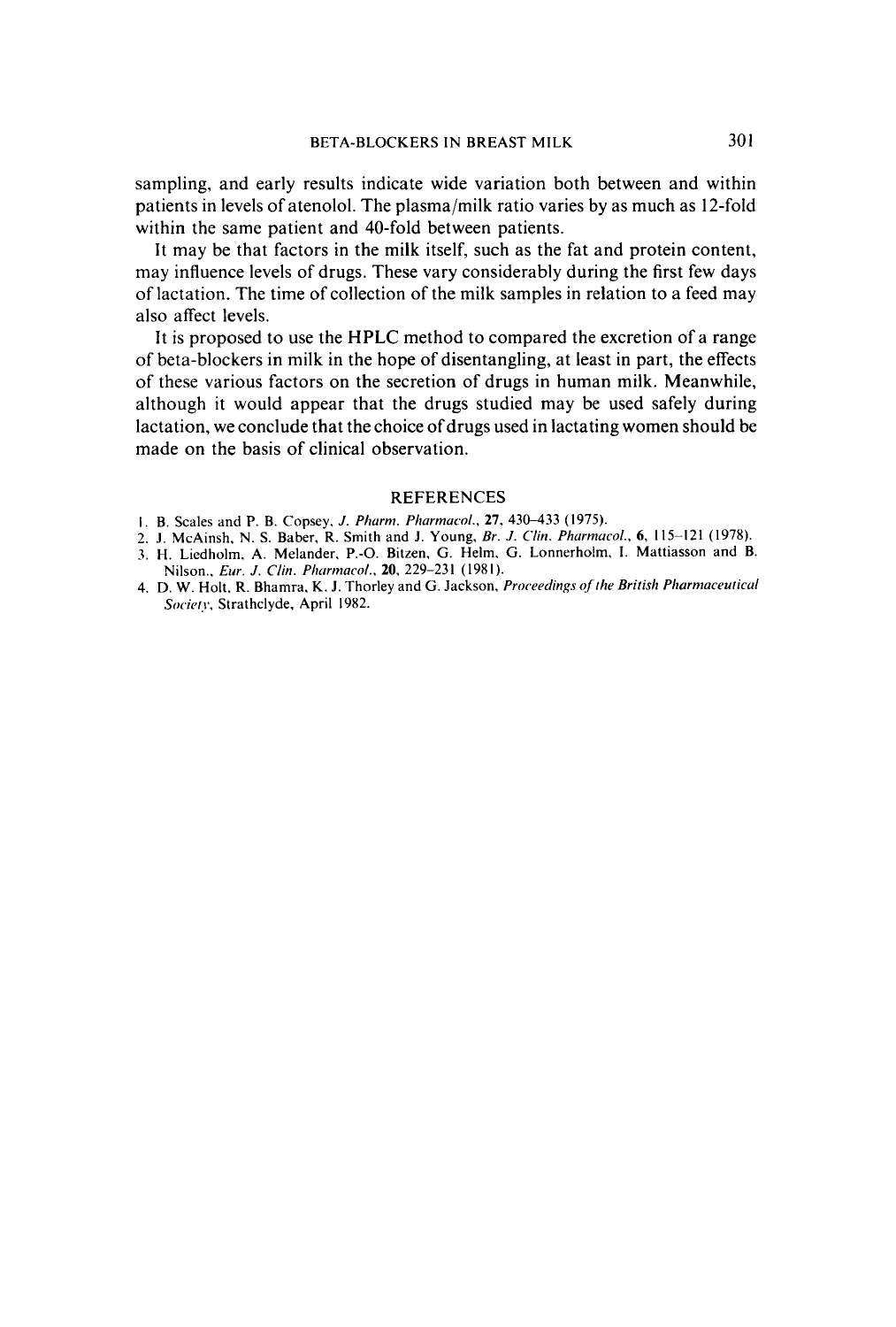sampling, and early results indicate wide variation both between and within patients in levels of atenolol. The plasma/milk ratio varies by as much as 12-fold within the same patient and 40-fold between patients.

It may be that factors in the milk itself, such as the fat and protein content, may influence levels of drugs. These vary considerably during the first few days of lactation. The time of collection of the milk samples in relation to a feed may also affect levels.

It is proposed to use the HPLC method to compared the excretion of a range of beta-blockers in milk in the hope of disentangling, at least in part, the effects of these various factors on the secretion of drugs in human milk. Meanwhile, although it would appear that the drugs studied may be used safely during lactation, we conclude that the choice of drugs used in lactating women should be made on the basis of clinical observation.

## REFERENCES

1. B. Scales and P. B. Copsey, *J. Pharm. Pharmacol.*, **27**, 430–433 (1975).
2. J. McAinsh, N. S. Baber, R. Smith and J. Young, *Br. J. Clin. Pharmacol.*, **6**, 115–121 (1978).
3. H. Liedholm, A. Melander, P.-O. Bitzen, G. Helm, G. Lonnerholm, I. Mattiasson and B. Nilson., *Eur. J. Clin. Pharmacol.*, **20**, 229–231 (1981).
4. D. W. Holt, R. Bhamra, K. J. Thorley and G. Jackson, *Proceedings of the British Pharmaceutical Society*, Strathclyde, April 1982.